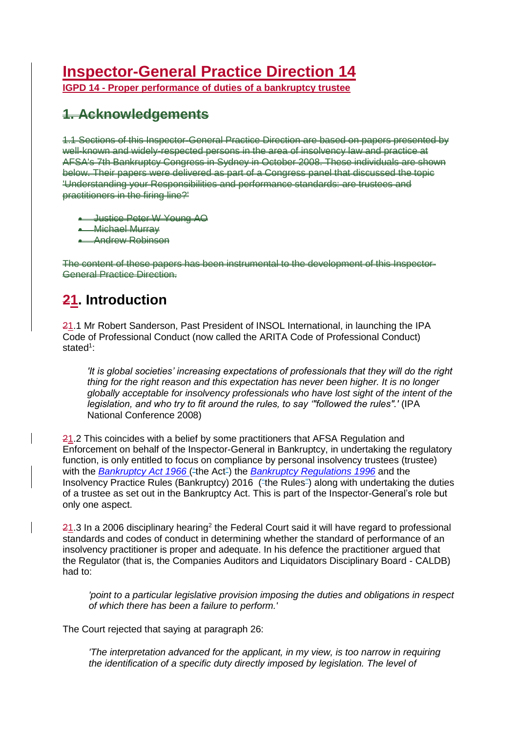# Inspector-General Practice Direction 14

**IGPD 14 - Proper performance of duties of a bankruptcy trustee**

## ~~1. Acknowledgements~~

~~1.1 Sections of this Inspector-General Practice Direction are based on papers presented by well-known and widely-respected persons in the area of insolvency law and practice at AFSA's 7th Bankruptcy Congress in Sydney in October 2008. These individuals are shown below. Their papers were delivered as part of a Congress panel that discussed the topic 'Understanding your Responsibilities and performance standards: are trustees and practitioners in the firing line?'~~

- ~~Justice Peter W Young AO~~
- ~~Michael Murray~~
- ~~Andrew Robinson~~

~~The content of these papers has been instrumental to the development of this Inspector-General Practice Direction.~~

## ~~2~~1. Introduction

~~2~~1.1 Mr Robert Sanderson, Past President of INSOL International, in launching the IPA Code of Professional Conduct (now called the ARITA Code of Professional Conduct) stated[1]:

> *'It is global societies' increasing expectations of professionals that they will do the right thing for the right reason and this expectation has never been higher. It is no longer globally acceptable for insolvency professionals who have lost sight of the intent of the legislation, and who try to fit around the rules, to say '"followed the rules".'* (IPA National Conference 2008)

~~2~~1.2 This coincides with a belief by some practitioners that AFSA Regulation and Enforcement on behalf of the Inspector-General in Bankruptcy, in undertaking the regulatory function, is only entitled to focus on compliance by personal insolvency trustees (trustee) with the *Bankruptcy Act 1966* ("the Act") the *Bankruptcy Regulations 1996* and the Insolvency Practice Rules (Bankruptcy) 2016 ("the Rules") along with undertaking the duties of a trustee as set out in the Bankruptcy Act. This is part of the Inspector-General's role but only one aspect.

~~2~~1.3 In a 2006 disciplinary hearing[2] the Federal Court said it will have regard to professional standards and codes of conduct in determining whether the standard of performance of an insolvency practitioner is proper and adequate. In his defence the practitioner argued that the Regulator (that is, the Companies Auditors and Liquidators Disciplinary Board - CALDB) had to:

> *'point to a particular legislative provision imposing the duties and obligations in respect of which there has been a failure to perform.'*

The Court rejected that saying at paragraph 26:

> *'The interpretation advanced for the applicant, in my view, is too narrow in requiring the identification of a specific duty directly imposed by legislation. The level of*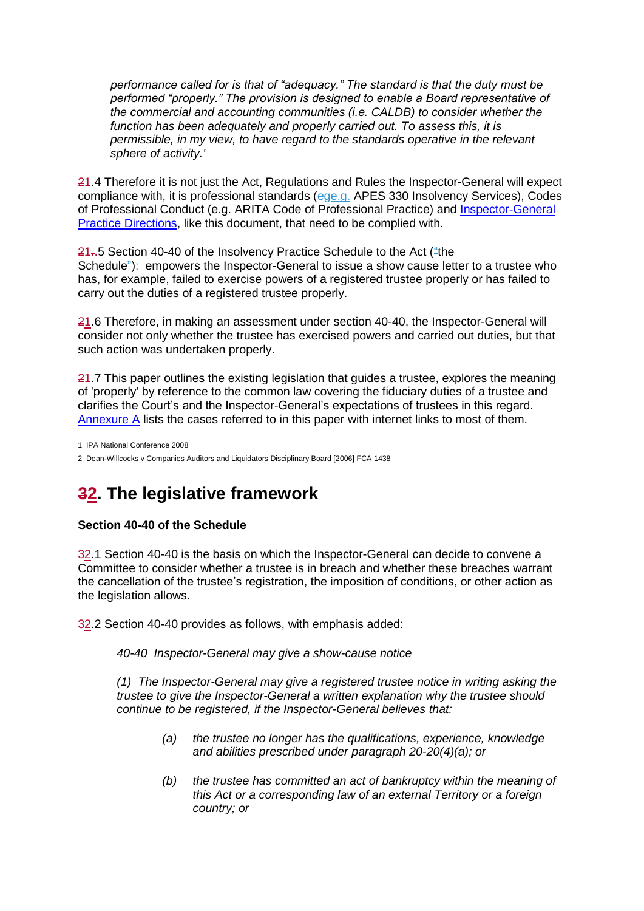*performance called for is that of “adequacy.” The standard is that the duty must be performed “properly.” The provision is designed to enable a Board representative of the commercial and accounting communities (i.e. CALDB) to consider whether the function has been adequately and properly carried out. To assess this, it is permissible, in my view, to have regard to the standards operative in the relevant sphere of activity.'*

1.4 Therefore it is not just the Act, Regulations and Rules the Inspector-General will expect compliance with, it is professional standards (e.g. APES 330 Insolvency Services), Codes of Professional Conduct (e.g. ARITA Code of Professional Practice) and Inspector-General Practice Directions, like this document, that need to be complied with.

1.5 Section 40-40 of the Insolvency Practice Schedule to the Act (“the Schedule”) empowers the Inspector-General to issue a show cause letter to a trustee who has, for example, failed to exercise powers of a registered trustee properly or has failed to carry out the duties of a registered trustee properly.

1.6 Therefore, in making an assessment under section 40-40, the Inspector-General will consider not only whether the trustee has exercised powers and carried out duties, but that such action was undertaken properly.

1.7 This paper outlines the existing legislation that guides a trustee, explores the meaning of 'properly' by reference to the common law covering the fiduciary duties of a trustee and clarifies the Court’s and the Inspector-General’s expectations of trustees in this regard. Annexure A lists the cases referred to in this paper with internet links to most of them.

1 IPA National Conference 2008

2 Dean-Willcocks v Companies Auditors and Liquidators Disciplinary Board [2006] FCA 1438

# 2. The legislative framework

**Section 40-40 of the Schedule**

2.1 Section 40-40 is the basis on which the Inspector-General can decide to convene a Committee to consider whether a trustee is in breach and whether these breaches warrant the cancellation of the trustee’s registration, the imposition of conditions, or other action as the legislation allows.

2.2 Section 40-40 provides as follows, with emphasis added:

> *40-40 Inspector-General may give a show-cause notice*
>
> *(1) The Inspector-General may give a registered trustee notice in writing asking the trustee to give the Inspector-General a written explanation why the trustee should continue to be registered, if the Inspector-General believes that:*
>
> *(a) the trustee no longer has the qualifications, experience, knowledge and abilities prescribed under paragraph 20-20(4)(a); or*
>
> *(b) the trustee has committed an act of bankruptcy within the meaning of this Act or a corresponding law of an external Territory or a foreign country; or*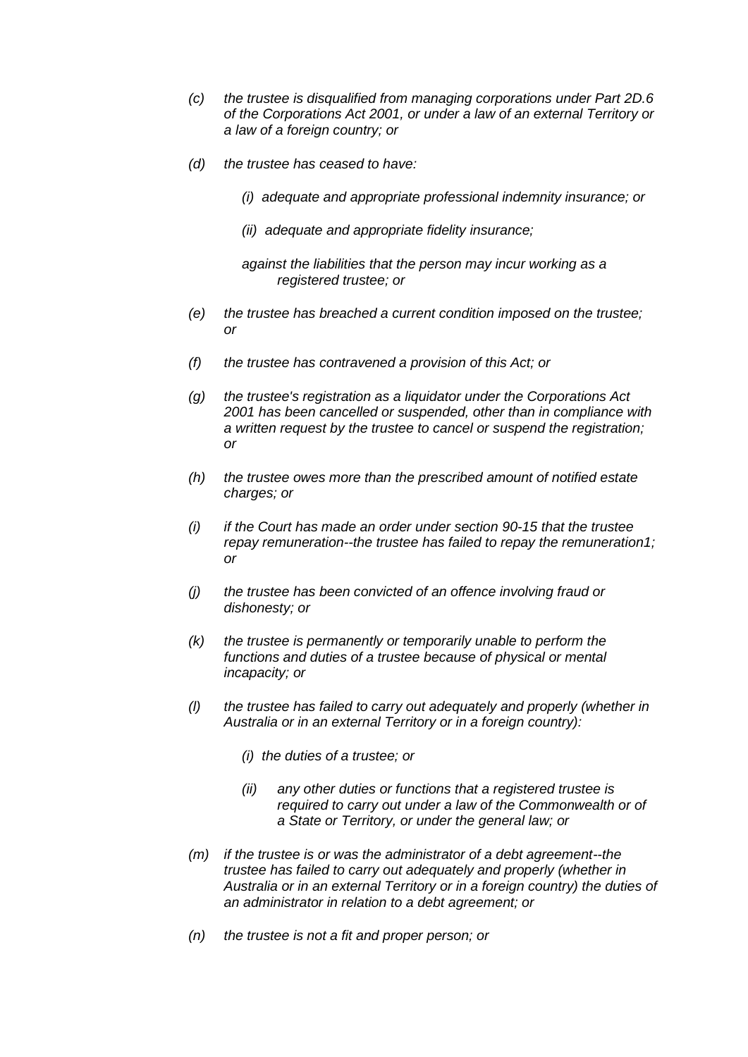*(c) the trustee is disqualified from managing corporations under Part 2D.6 of the Corporations Act 2001, or under a law of an external Territory or a law of a foreign country; or*

*(d) the trustee has ceased to have:*

*(i) adequate and appropriate professional indemnity insurance; or*

*(ii) adequate and appropriate fidelity insurance;*

*against the liabilities that the person may incur working as a registered trustee; or*

*(e) the trustee has breached a current condition imposed on the trustee; or*

*(f) the trustee has contravened a provision of this Act; or*

*(g) the trustee's registration as a liquidator under the Corporations Act 2001 has been cancelled or suspended, other than in compliance with a written request by the trustee to cancel or suspend the registration; or*

*(h) the trustee owes more than the prescribed amount of notified estate charges; or*

*(i) if the Court has made an order under section 90-15 that the trustee repay remuneration--the trustee has failed to repay the remuneration1; or*

*(j) the trustee has been convicted of an offence involving fraud or dishonesty; or*

*(k) the trustee is permanently or temporarily unable to perform the functions and duties of a trustee because of physical or mental incapacity; or*

*(l) the trustee has failed to carry out adequately and properly (whether in Australia or in an external Territory or in a foreign country):*

*(i) the duties of a trustee; or*

*(ii) any other duties or functions that a registered trustee is required to carry out under a law of the Commonwealth or of a State or Territory, or under the general law; or*

*(m) if the trustee is or was the administrator of a debt agreement--the trustee has failed to carry out adequately and properly (whether in Australia or in an external Territory or in a foreign country) the duties of an administrator in relation to a debt agreement; or*

*(n) the trustee is not a fit and proper person; or*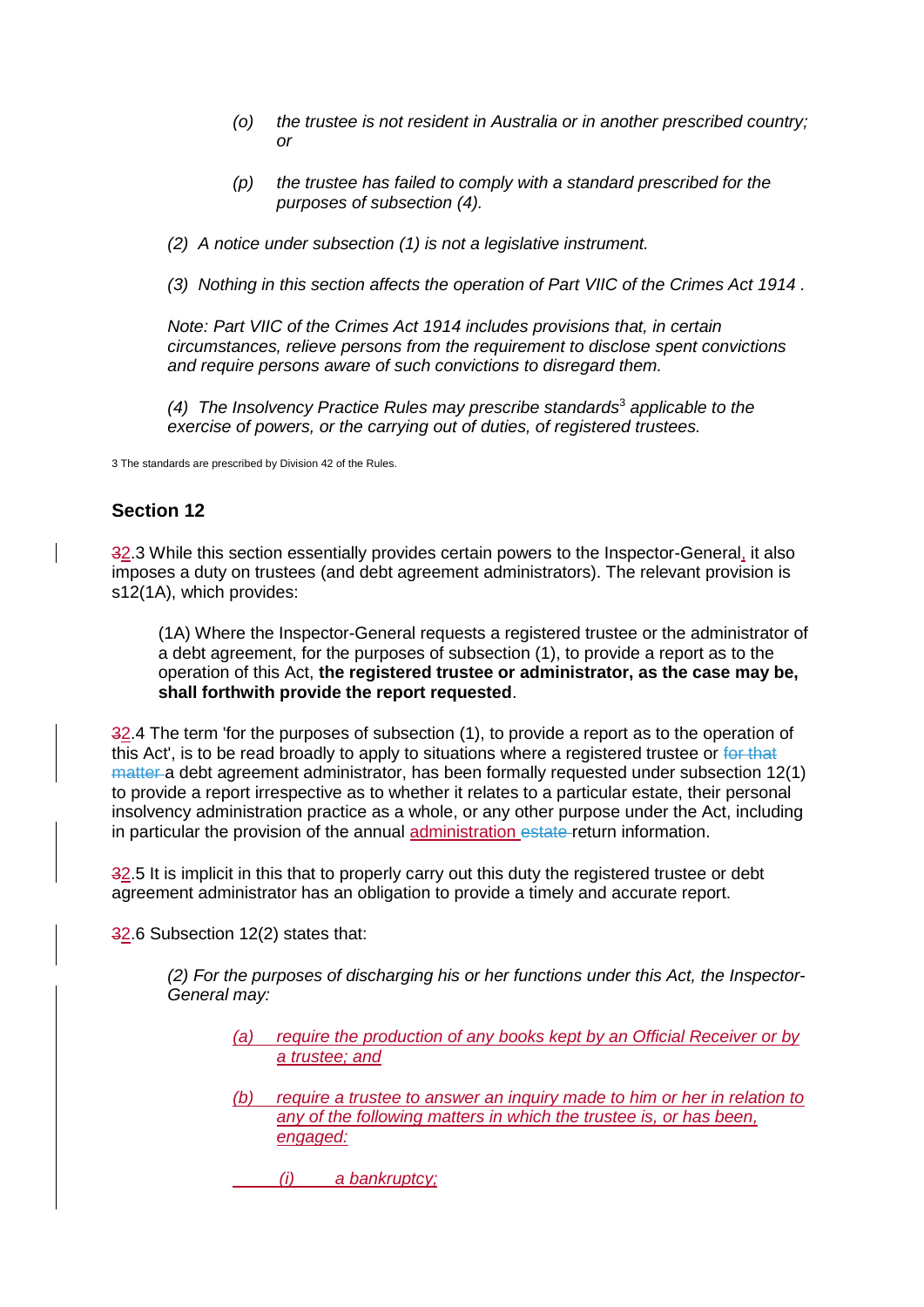*(o)* *the trustee is not resident in Australia or in another prescribed country; or*

*(p)* *the trustee has failed to comply with a standard prescribed for the purposes of subsection (4).*

*(2) A notice under subsection (1) is not a legislative instrument.*

*(3) Nothing in this section affects the operation of Part VIIC of the Crimes Act 1914 .*

*Note: Part VIIC of the Crimes Act 1914 includes provisions that, in certain circumstances, relieve persons from the requirement to disclose spent convictions and require persons aware of such convictions to disregard them.*

*(4) The Insolvency Practice Rules may prescribe standards*[3] *applicable to the exercise of powers, or the carrying out of duties, of registered trustees.*

3 The standards are prescribed by Division 42 of the Rules.

### Section 12

2.3 While this section essentially provides certain powers to the Inspector-General, it also imposes a duty on trustees (and debt agreement administrators). The relevant provision is s12(1A), which provides:

> (1A) Where the Inspector-General requests a registered trustee or the administrator of a debt agreement, for the purposes of subsection (1), to provide a report as to the operation of this Act, **the registered trustee or administrator, as the case may be, shall forthwith provide the report requested**.

2.4 The term 'for the purposes of subsection (1), to provide a report as to the operation of this Act', is to be read broadly to apply to situations where a registered trustee or a debt agreement administrator, has been formally requested under subsection 12(1) to provide a report irrespective as to whether it relates to a particular estate, their personal insolvency administration practice as a whole, or any other purpose under the Act, including in particular the provision of the annual administration return information.

2.5 It is implicit in this that to properly carry out this duty the registered trustee or debt agreement administrator has an obligation to provide a timely and accurate report.

2.6 Subsection 12(2) states that:

> *(2) For the purposes of discharging his or her functions under this Act, the Inspector-General may:*
>
> *(a)* *require the production of any books kept by an Official Receiver or by a trustee; and*
>
> *(b)* *require a trustee to answer an inquiry made to him or her in relation to any of the following matters in which the trustee is, or has been, engaged:*
>
> *(i)* *a bankruptcy;*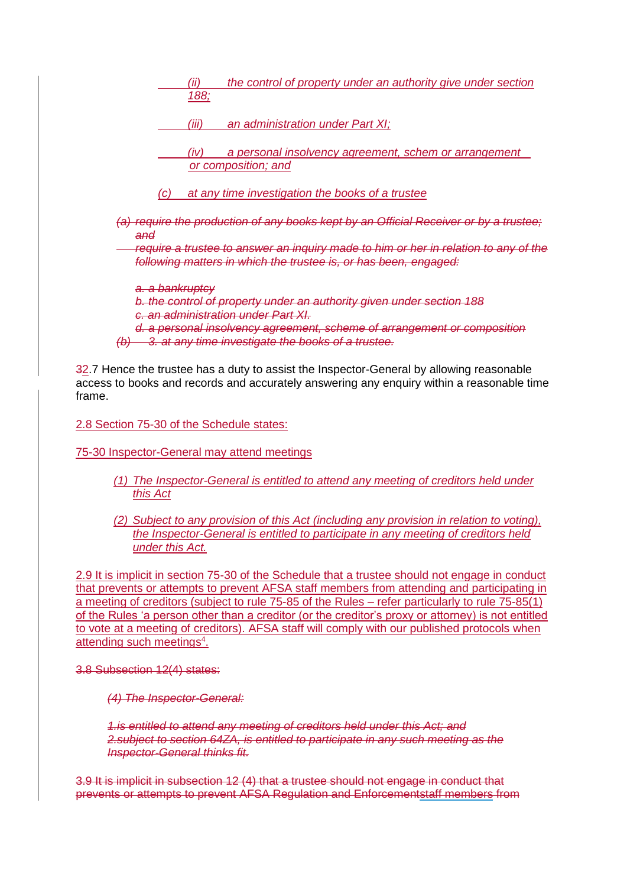*(ii) the control of property under an authority give under section 188;*

*(iii) an administration under Part XI;*

*(iv) a personal insolvency agreement, schem or arrangement or composition; and*

*(c) at any time investigation the books of a trustee*

*(a) require the production of any books kept by an Official Receiver or by a trustee; and*

*require a trustee to answer an inquiry made to him or her in relation to any of the following matters in which the trustee is, or has been, engaged:*

*a. a bankruptcy*
*b. the control of property under an authority given under section 188*
*c. an administration under Part XI.*
*d. a personal insolvency agreement, scheme of arrangement or composition*
*(b) 3. at any time investigate the books of a trustee.*

32.7 Hence the trustee has a duty to assist the Inspector-General by allowing reasonable access to books and records and accurately answering any enquiry within a reasonable time frame.

2.8 Section 75-30 of the Schedule states:

75-30 Inspector-General may attend meetings

*(1) The Inspector-General is entitled to attend any meeting of creditors held under this Act*

*(2) Subject to any provision of this Act (including any provision in relation to voting), the Inspector-General is entitled to participate in any meeting of creditors held under this Act.*

2.9 It is implicit in section 75-30 of the Schedule that a trustee should not engage in conduct that prevents or attempts to prevent AFSA staff members from attending and participating in a meeting of creditors (subject to rule 75-85 of the Rules – refer particularly to rule 75-85(1) of the Rules 'a person other than a creditor (or the creditor's proxy or attorney) is not entitled to vote at a meeting of creditors). AFSA staff will comply with our published protocols when attending such meetings[4].

3.8 Subsection 12(4) states:

*(4) The Inspector-General:*

*1.is entitled to attend any meeting of creditors held under this Act; and*
*2.subject to section 64ZA, is entitled to participate in any such meeting as the Inspector-General thinks fit.*

3.9 It is implicit in subsection 12 (4) that a trustee should not engage in conduct that prevents or attempts to prevent AFSA Regulation and Enforcementstaff members from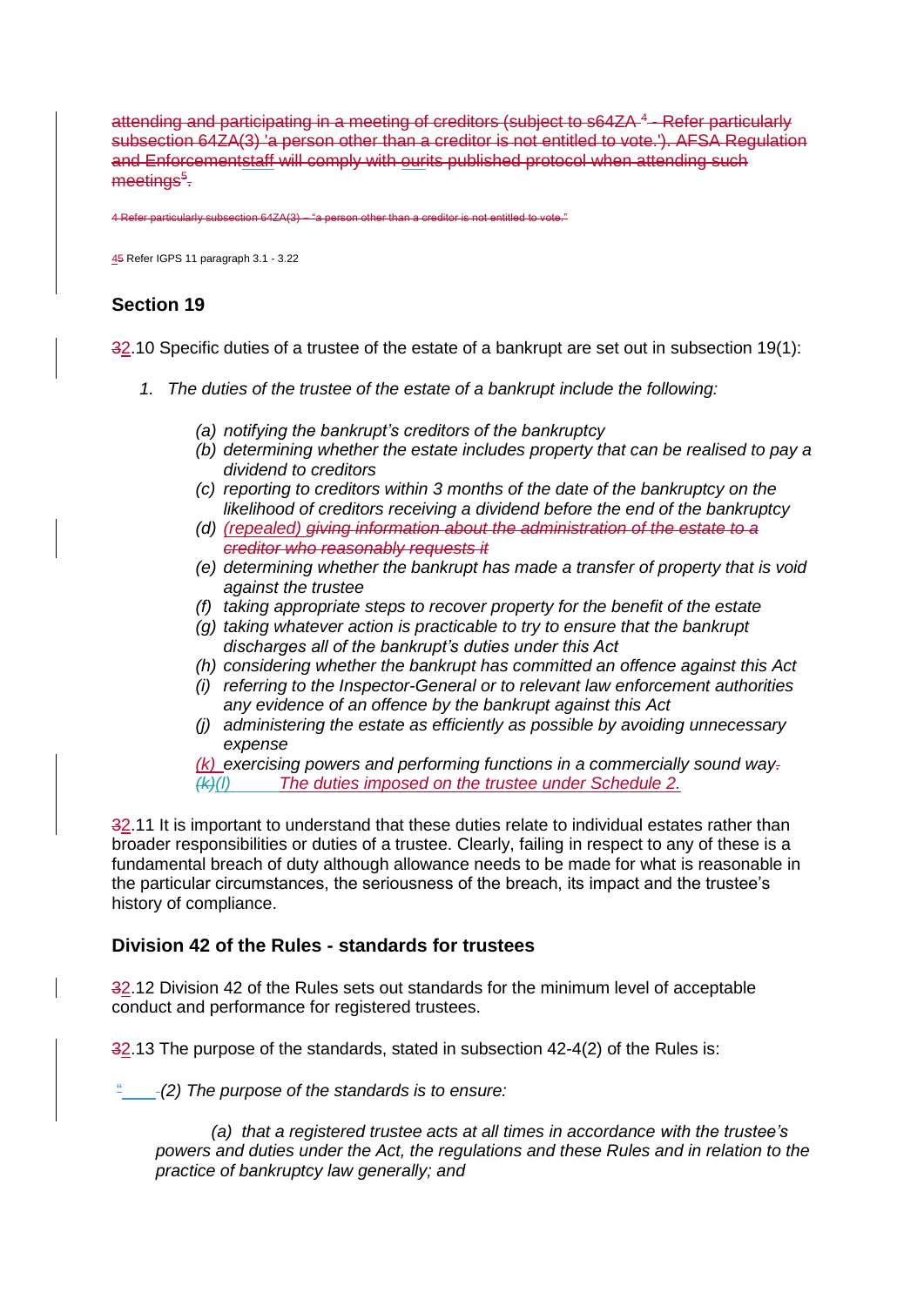attending and participating in a meeting of creditors (subject to s64ZA [4] - Refer particularly subsection 64ZA(3) 'a person other than a creditor is not entitled to vote.'). AFSA Regulation and Enforcementstaff will comply with ourits published protocol when attending such meetings[5].

4 Refer particularly subsection 64ZA(3) – "a person other than a creditor is not entitled to vote."

45 Refer IGPS 11 paragraph 3.1 - 3.22

## Section 19

32.10 Specific duties of a trustee of the estate of a bankrupt are set out in subsection 19(1):

1. *The duties of the trustee of the estate of a bankrupt include the following:*

   - *(a) notifying the bankrupt's creditors of the bankruptcy*
   - *(b) determining whether the estate includes property that can be realised to pay a dividend to creditors*
   - *(c) reporting to creditors within 3 months of the date of the bankruptcy on the likelihood of creditors receiving a dividend before the end of the bankruptcy*
   - *(d) (repealed) giving information about the administration of the estate to a creditor who reasonably requests it*
   - *(e) determining whether the bankrupt has made a transfer of property that is void against the trustee*
   - *(f) taking appropriate steps to recover property for the benefit of the estate*
   - *(g) taking whatever action is practicable to try to ensure that the bankrupt discharges all of the bankrupt's duties under this Act*
   - *(h) considering whether the bankrupt has committed an offence against this Act*
   - *(i) referring to the Inspector-General or to relevant law enforcement authorities any evidence of an offence by the bankrupt against this Act*
   - *(j) administering the estate as efficiently as possible by avoiding unnecessary expense*
   - *(k) exercising powers and performing functions in a commercially sound way.*
   - *(k)(l) The duties imposed on the trustee under Schedule 2.*

32.11 It is important to understand that these duties relate to individual estates rather than broader responsibilities or duties of a trustee. Clearly, failing in respect to any of these is a fundamental breach of duty although allowance needs to be made for what is reasonable in the particular circumstances, the seriousness of the breach, its impact and the trustee's history of compliance.

## Division 42 of the Rules - standards for trustees

32.12 Division 42 of the Rules sets out standards for the minimum level of acceptable conduct and performance for registered trustees.

32.13 The purpose of the standards, stated in subsection 42-4(2) of the Rules is:

"*(2) The purpose of the standards is to ensure:*

> *(a) that a registered trustee acts at all times in accordance with the trustee's powers and duties under the Act, the regulations and these Rules and in relation to the practice of bankruptcy law generally; and*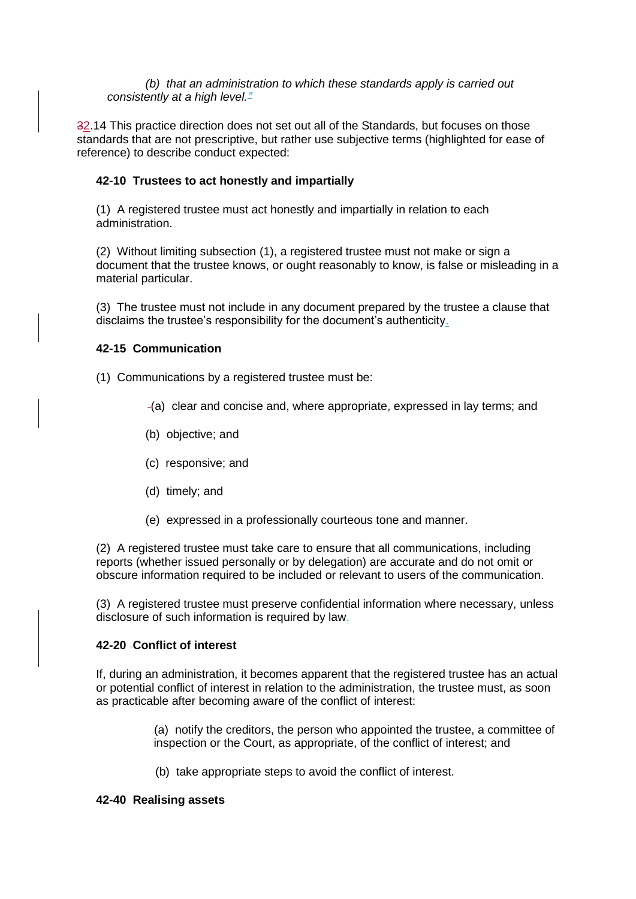*(b) that an administration to which these standards apply is carried out consistently at a high level."*

2.14 This practice direction does not set out all of the Standards, but focuses on those standards that are not prescriptive, but rather use subjective terms (highlighted for ease of reference) to describe conduct expected:

**42-10 Trustees to act honestly and impartially**

(1) A registered trustee must act honestly and impartially in relation to each administration.

(2) Without limiting subsection (1), a registered trustee must not make or sign a document that the trustee knows, or ought reasonably to know, is false or misleading in a material particular.

(3) The trustee must not include in any document prepared by the trustee a clause that disclaims the trustee's responsibility for the document's authenticity.

**42-15 Communication**

(1) Communications by a registered trustee must be:

- (a) clear and concise and, where appropriate, expressed in lay terms; and
- (b) objective; and
- (c) responsive; and
- (d) timely; and
- (e) expressed in a professionally courteous tone and manner.

(2) A registered trustee must take care to ensure that all communications, including reports (whether issued personally or by delegation) are accurate and do not omit or obscure information required to be included or relevant to users of the communication.

(3) A registered trustee must preserve confidential information where necessary, unless disclosure of such information is required by law.

**42-20 Conflict of interest**

If, during an administration, it becomes apparent that the registered trustee has an actual or potential conflict of interest in relation to the administration, the trustee must, as soon as practicable after becoming aware of the conflict of interest:

- (a) notify the creditors, the person who appointed the trustee, a committee of inspection or the Court, as appropriate, of the conflict of interest; and
- (b) take appropriate steps to avoid the conflict of interest.

**42-40 Realising assets**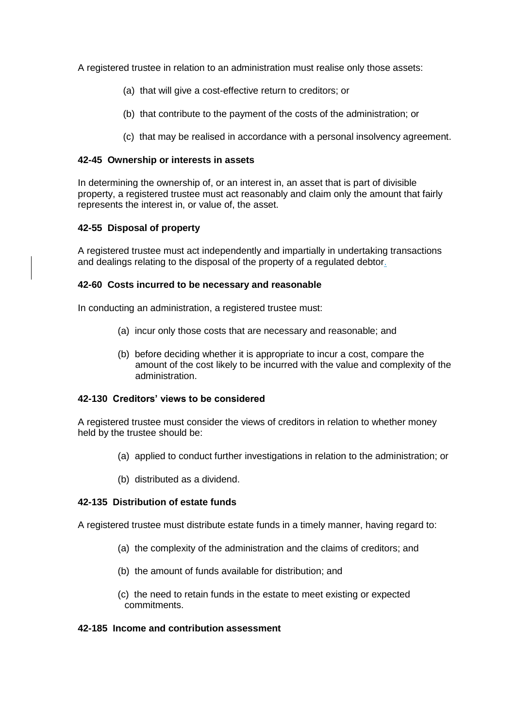A registered trustee in relation to an administration must realise only those assets:

(a) that will give a cost-effective return to creditors; or

(b) that contribute to the payment of the costs of the administration; or

(c) that may be realised in accordance with a personal insolvency agreement.

#### 42-45 Ownership or interests in assets

In determining the ownership of, or an interest in, an asset that is part of divisible property, a registered trustee must act reasonably and claim only the amount that fairly represents the interest in, or value of, the asset.

#### 42-55 Disposal of property

A registered trustee must act independently and impartially in undertaking transactions and dealings relating to the disposal of the property of a regulated debtor.

#### 42-60 Costs incurred to be necessary and reasonable

In conducting an administration, a registered trustee must:

(a) incur only those costs that are necessary and reasonable; and

(b) before deciding whether it is appropriate to incur a cost, compare the amount of the cost likely to be incurred with the value and complexity of the administration.

#### 42-130 Creditors' views to be considered

A registered trustee must consider the views of creditors in relation to whether money held by the trustee should be:

(a) applied to conduct further investigations in relation to the administration; or

(b) distributed as a dividend.

#### 42-135 Distribution of estate funds

A registered trustee must distribute estate funds in a timely manner, having regard to:

(a) the complexity of the administration and the claims of creditors; and

(b) the amount of funds available for distribution; and

(c) the need to retain funds in the estate to meet existing or expected commitments.

#### 42-185 Income and contribution assessment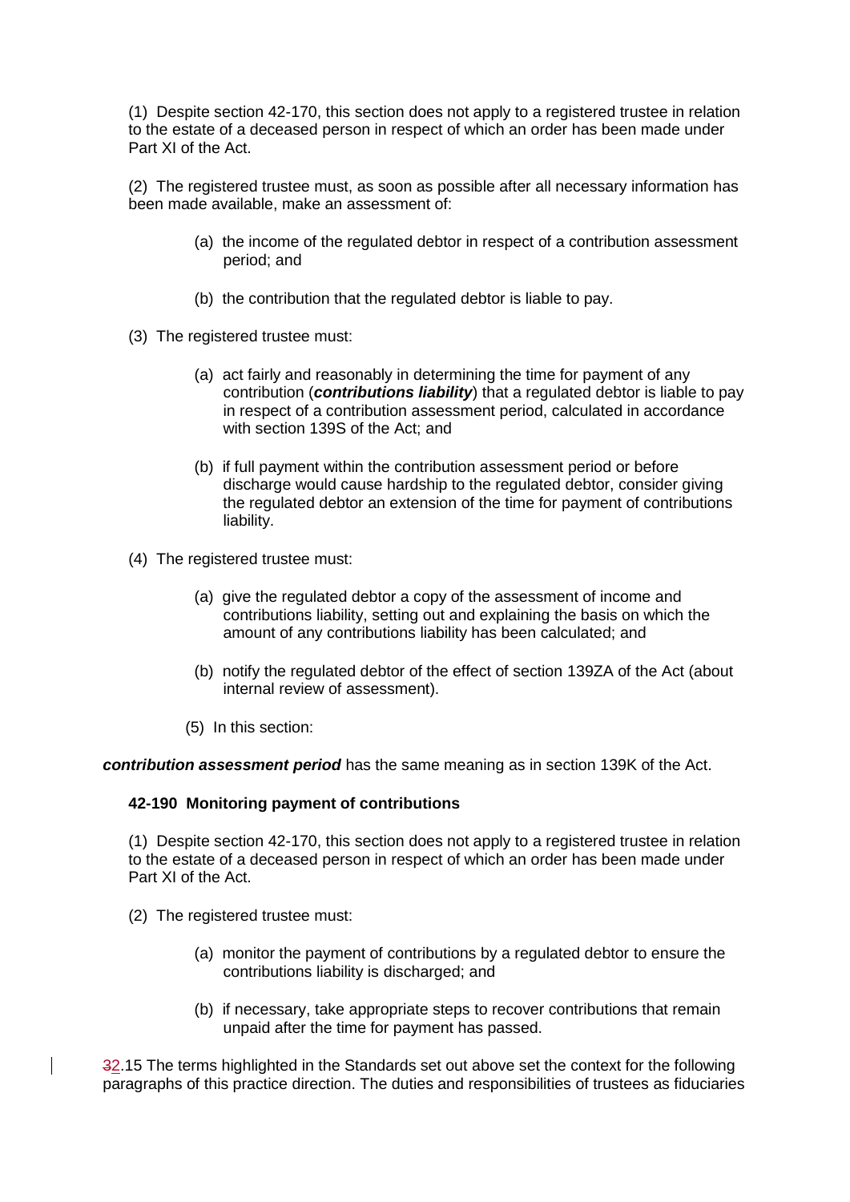(1) Despite section 42-170, this section does not apply to a registered trustee in relation to the estate of a deceased person in respect of which an order has been made under Part XI of the Act.

(2) The registered trustee must, as soon as possible after all necessary information has been made available, make an assessment of:

- (a) the income of the regulated debtor in respect of a contribution assessment period; and
- (b) the contribution that the regulated debtor is liable to pay.

(3) The registered trustee must:

- (a) act fairly and reasonably in determining the time for payment of any contribution (***contributions liability***) that a regulated debtor is liable to pay in respect of a contribution assessment period, calculated in accordance with section 139S of the Act; and
- (b) if full payment within the contribution assessment period or before discharge would cause hardship to the regulated debtor, consider giving the regulated debtor an extension of the time for payment of contributions liability.

(4) The registered trustee must:

- (a) give the regulated debtor a copy of the assessment of income and contributions liability, setting out and explaining the basis on which the amount of any contributions liability has been calculated; and
- (b) notify the regulated debtor of the effect of section 139ZA of the Act (about internal review of assessment).

(5) In this section:

***contribution assessment period*** has the same meaning as in section 139K of the Act.

**42-190 Monitoring payment of contributions**

(1) Despite section 42-170, this section does not apply to a registered trustee in relation to the estate of a deceased person in respect of which an order has been made under Part XI of the Act.

(2) The registered trustee must:

- (a) monitor the payment of contributions by a regulated debtor to ensure the contributions liability is discharged; and
- (b) if necessary, take appropriate steps to recover contributions that remain unpaid after the time for payment has passed.

32.15 The terms highlighted in the Standards set out above set the context for the following paragraphs of this practice direction. The duties and responsibilities of trustees as fiduciaries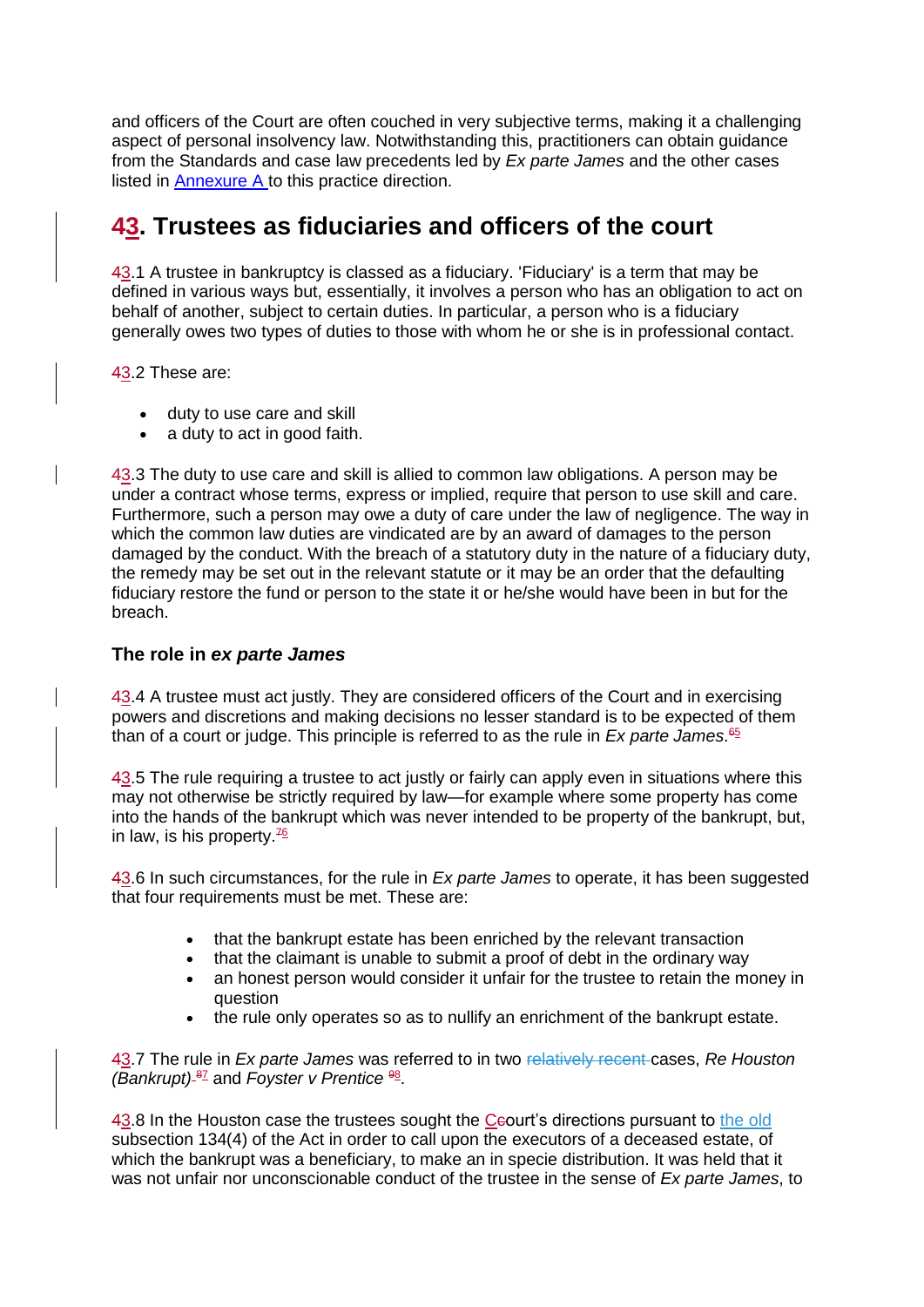and officers of the Court are often couched in very subjective terms, making it a challenging aspect of personal insolvency law. Notwithstanding this, practitioners can obtain guidance from the Standards and case law precedents led by *Ex parte James* and the other cases listed in [Annexure A](#) to this practice direction.

## 3. Trustees as fiduciaries and officers of the court

3.1 A trustee in bankruptcy is classed as a fiduciary. 'Fiduciary' is a term that may be defined in various ways but, essentially, it involves a person who has an obligation to act on behalf of another, subject to certain duties. In particular, a person who is a fiduciary generally owes two types of duties to those with whom he or she is in professional contact.

3.2 These are:

- duty to use care and skill
- a duty to act in good faith.

3.3 The duty to use care and skill is allied to common law obligations. A person may be under a contract whose terms, express or implied, require that person to use skill and care. Furthermore, such a person may owe a duty of care under the law of negligence. The way in which the common law duties are vindicated are by an award of damages to the person damaged by the conduct. With the breach of a statutory duty in the nature of a fiduciary duty, the remedy may be set out in the relevant statute or it may be an order that the defaulting fiduciary restore the fund or person to the state it or he/she would have been in but for the breach.

### The role in *ex parte James*

3.4 A trustee must act justly. They are considered officers of the Court and in exercising powers and discretions and making decisions no lesser standard is to be expected of them than of a court or judge. This principle is referred to as the rule in *Ex parte James*.[5]

3.5 The rule requiring a trustee to act justly or fairly can apply even in situations where this may not otherwise be strictly required by law—for example where some property has come into the hands of the bankrupt which was never intended to be property of the bankrupt, but, in law, is his property.[6]

3.6 In such circumstances, for the rule in *Ex parte James* to operate, it has been suggested that four requirements must be met. These are:

- that the bankrupt estate has been enriched by the relevant transaction
- that the claimant is unable to submit a proof of debt in the ordinary way
- an honest person would consider it unfair for the trustee to retain the money in question
- the rule only operates so as to nullify an enrichment of the bankrupt estate.

3.7 The rule in *Ex parte James* was referred to in two cases, *Re Houston (Bankrupt)*[7] and *Foyster v Prentice*[8].

3.8 In the Houston case the trustees sought the Court's directions pursuant to the old subsection 134(4) of the Act in order to call upon the executors of a deceased estate, of which the bankrupt was a beneficiary, to make an in specie distribution. It was held that it was not unfair nor unconscionable conduct of the trustee in the sense of *Ex parte James*, to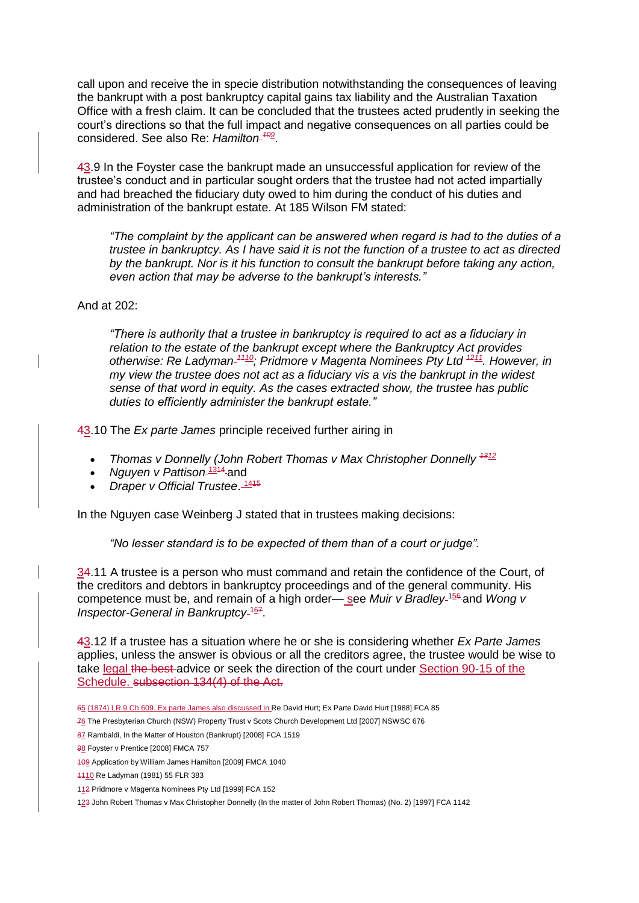call upon and receive the in specie distribution notwithstanding the consequences of leaving the bankrupt with a post bankruptcy capital gains tax liability and the Australian Taxation Office with a fresh claim. It can be concluded that the trustees acted prudently in seeking the court's directions so that the full impact and negative consequences on all parties could be considered. See also Re: *Hamilton* [109].

43.9 In the Foyster case the bankrupt made an unsuccessful application for review of the trustee's conduct and in particular sought orders that the trustee had not acted impartially and had breached the fiduciary duty owed to him during the conduct of his duties and administration of the bankrupt estate. At 185 Wilson FM stated:

> *"The complaint by the applicant can be answered when regard is had to the duties of a trustee in bankruptcy. As I have said it is not the function of a trustee to act as directed by the bankrupt. Nor is it his function to consult the bankrupt before taking any action, even action that may be adverse to the bankrupt's interests."*

And at 202:

> *"There is authority that a trustee in bankruptcy is required to act as a fiduciary in relation to the estate of the bankrupt except where the Bankruptcy Act provides otherwise: Re Ladyman* [1110]*; Pridmore v Magenta Nominees Pty Ltd* [1211]*. However, in my view the trustee does not act as a fiduciary vis a vis the bankrupt in the widest sense of that word in equity. As the cases extracted show, the trustee has public duties to efficiently administer the bankrupt estate."*

43.10 The *Ex parte James* principle received further airing in

- *Thomas v Donnelly (John Robert Thomas v Max Christopher Donnelly* [1312]
- *Nguyen v Pattison* [1314] and
- *Draper v Official Trustee*. [1415]

In the Nguyen case Weinberg J stated that in trustees making decisions:

> *"No lesser standard is to be expected of them than of a court or judge".*

34.11 A trustee is a person who must command and retain the confidence of the Court, of the creditors and debtors in bankruptcy proceedings and of the general community. His competence must be, and remain of a high order— see *Muir v Bradley* [156] and *Wong v Inspector-General in Bankruptcy* [167].

43.12 If a trustee has a situation where he or she is considering whether *Ex Parte James* applies, unless the answer is obvious or all the creditors agree, the trustee would be wise to take legal the best advice or seek the direction of the court under Section 90-15 of the Schedule. subsection 134(4) of the Act.

---

65 (1874) LR 9 Ch 609. Ex parte James also discussed in Re David Hurt; Ex Parte David Hurt [1988] FCA 85

76 The Presbyterian Church (NSW) Property Trust v Scots Church Development Ltd [2007] NSWSC 676

87 Rambaldi, In the Matter of Houston (Bankrupt) [2008] FCA 1519

98 Foyster v Prentice [2008] FMCA 757

109 Application by William James Hamilton [2009] FMCA 1040

1110 Re Ladyman (1981) 55 FLR 383

112 Pridmore v Magenta Nominees Pty Ltd [1999] FCA 152

123 John Robert Thomas v Max Christopher Donnelly (In the matter of John Robert Thomas) (No. 2) [1997] FCA 1142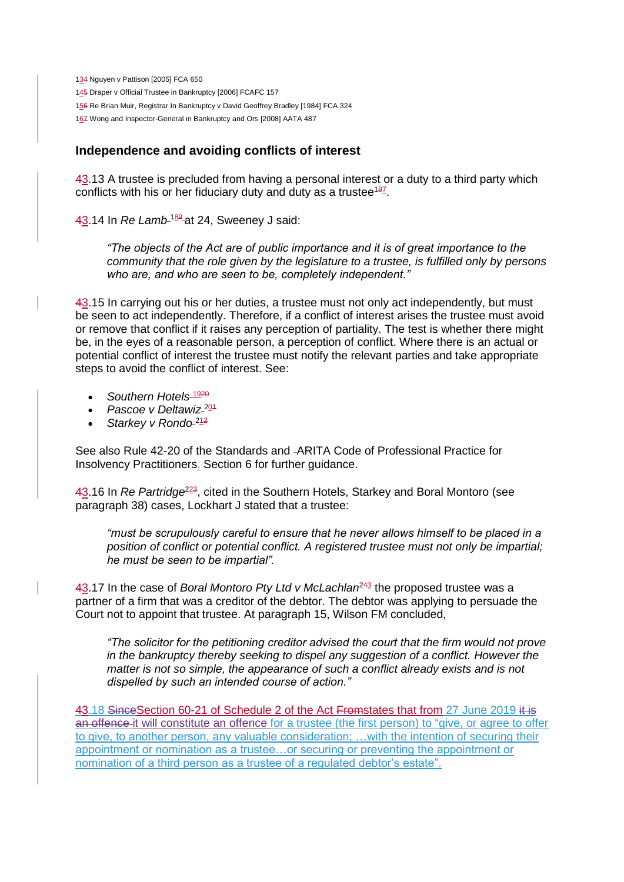134 Nguyen v Pattison [2005] FCA 650

145 Draper v Official Trustee in Bankruptcy [2006] FCAFC 157

156 Re Brian Muir, Registrar In Bankruptcy v David Geoffrey Bradley [1984] FCA 324

167 Wong and Inspector-General in Bankruptcy and Ors [2008] AATA 487

## Independence and avoiding conflicts of interest

43.13 A trustee is precluded from having a personal interest or a duty to a third party which conflicts with his or her fiduciary duty and duty as a trustee[187].

43.14 In *Re Lamb* [189] at 24, Sweeney J said:

> *"The objects of the Act are of public importance and it is of great importance to the community that the role given by the legislature to a trustee, is fulfilled only by persons who are, and who are seen to be, completely independent."*

43.15 In carrying out his or her duties, a trustee must not only act independently, but must be seen to act independently. Therefore, if a conflict of interest arises the trustee must avoid or remove that conflict if it raises any perception of partiality. The test is whether there might be, in the eyes of a reasonable person, a perception of conflict. Where there is an actual or potential conflict of interest the trustee must notify the relevant parties and take appropriate steps to avoid the conflict of interest. See:

- *Southern Hotels* [1920]
- *Pascoe v Deltawiz* [201]
- *Starkey v Rondo* [212]

See also Rule 42-20 of the Standards and ARITA Code of Professional Practice for Insolvency Practitioners, Section 6 for further guidance.

43.16 In *Re Partridge*[223], cited in the Southern Hotels, Starkey and Boral Montoro (see paragraph 38) cases, Lockhart J stated that a trustee:

> *"must be scrupulously careful to ensure that he never allows himself to be placed in a position of conflict or potential conflict. A registered trustee must not only be impartial; he must be seen to be impartial".*

43.17 In the case of *Boral Montoro Pty Ltd v McLachlan*[243] the proposed trustee was a partner of a firm that was a creditor of the debtor. The debtor was applying to persuade the Court not to appoint that trustee. At paragraph 15, Wilson FM concluded,

> *"The solicitor for the petitioning creditor advised the court that the firm would not prove in the bankruptcy thereby seeking to dispel any suggestion of a conflict. However the matter is not so simple, the appearance of such a conflict already exists and is not dispelled by such an intended course of action."*

43.18 ~~Since~~Section 60-21 of Schedule 2 of the Act ~~From~~states that from 27 June 2019 ~~it is an offence~~ it will constitute an offence for a trustee (the first person) to "give, or agree to offer to give, to another person, any valuable consideration; …with the intention of securing their appointment or nomination as a trustee…or securing or preventing the appointment or nomination of a third person as a trustee of a regulated debtor's estate".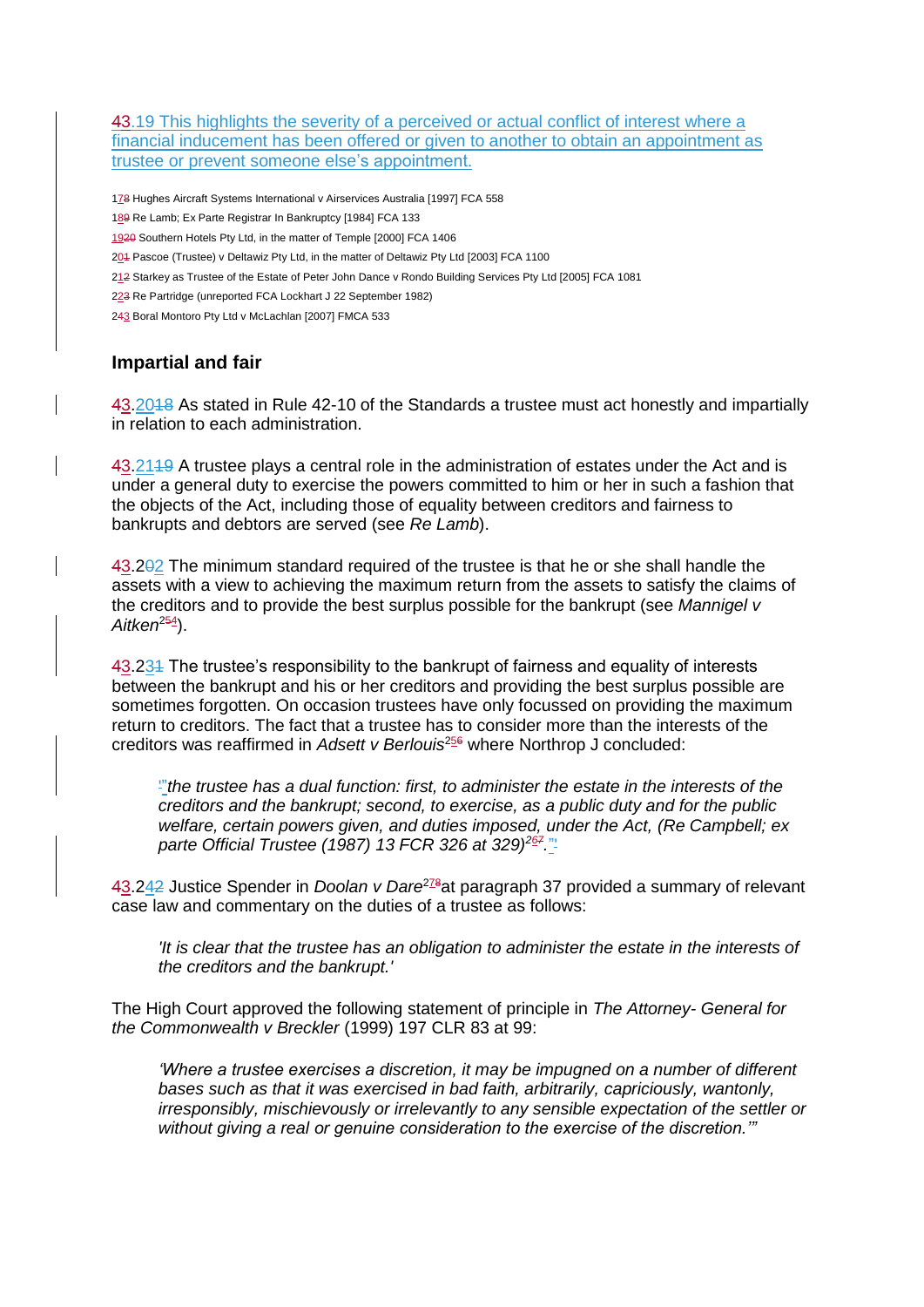~~4~~3.19 This highlights the severity of a perceived or actual conflict of interest where a financial inducement has been offered or given to another to obtain an appointment as trustee or prevent someone else's appointment.

17~~8~~ Hughes Aircraft Systems International v Airservices Australia [1997] FCA 558

18~~9~~ Re Lamb; Ex Parte Registrar In Bankruptcy [1984] FCA 133

19~~20~~ Southern Hotels Pty Ltd, in the matter of Temple [2000] FCA 1406

20~~1~~ Pascoe (Trustee) v Deltawiz Pty Ltd, in the matter of Deltawiz Pty Ltd [2003] FCA 1100

21~~2~~ Starkey as Trustee of the Estate of Peter John Dance v Rondo Building Services Pty Ltd [2005] FCA 1081

22~~3~~ Re Partridge (unreported FCA Lockhart J 22 September 1982)

2~~4~~3 Boral Montoro Pty Ltd v McLachlan [2007] FMCA 533

## Impartial and fair

~~4~~3.20~~18~~ As stated in Rule 42-10 of the Standards a trustee must act honestly and impartially in relation to each administration.

~~4~~3.21~~19~~ A trustee plays a central role in the administration of estates under the Act and is under a general duty to exercise the powers committed to him or her in such a fashion that the objects of the Act, including those of equality between creditors and fairness to bankrupts and debtors are served (see *Re Lamb*).

~~4~~3.2~~0~~2 The minimum standard required of the trustee is that he or she shall handle the assets with a view to achieving the maximum return from the assets to satisfy the claims of the creditors and to provide the best surplus possible for the bankrupt (see *Mannigel v Aitken*[25~~4~~]).

~~4~~3.23~~1~~ The trustee's responsibility to the bankrupt of fairness and equality of interests between the bankrupt and his or her creditors and providing the best surplus possible are sometimes forgotten. On occasion trustees have only focussed on providing the maximum return to creditors. The fact that a trustee has to consider more than the interests of the creditors was reaffirmed in *Adsett v Berlouis*[25~~6~~] where Northrop J concluded:

> *"the trustee has a dual function: first, to administer the estate in the interests of the creditors and the bankrupt; second, to exercise, as a public duty and for the public welfare, certain powers given, and duties imposed, under the Act, (Re Campbell; ex parte Official Trustee (1987) 13 FCR 326 at 329)*[26~~7~~]."

~~4~~3.24~~2~~ Justice Spender in *Doolan v Dare*[27~~8~~] at paragraph 37 provided a summary of relevant case law and commentary on the duties of a trustee as follows:

> *'It is clear that the trustee has an obligation to administer the estate in the interests of the creditors and the bankrupt.'*

The High Court approved the following statement of principle in *The Attorney- General for the Commonwealth v Breckler* (1999) 197 CLR 83 at 99:

> *'Where a trustee exercises a discretion, it may be impugned on a number of different bases such as that it was exercised in bad faith, arbitrarily, capriciously, wantonly, irresponsibly, mischievously or irrelevantly to any sensible expectation of the settler or without giving a real or genuine consideration to the exercise of the discretion.'"*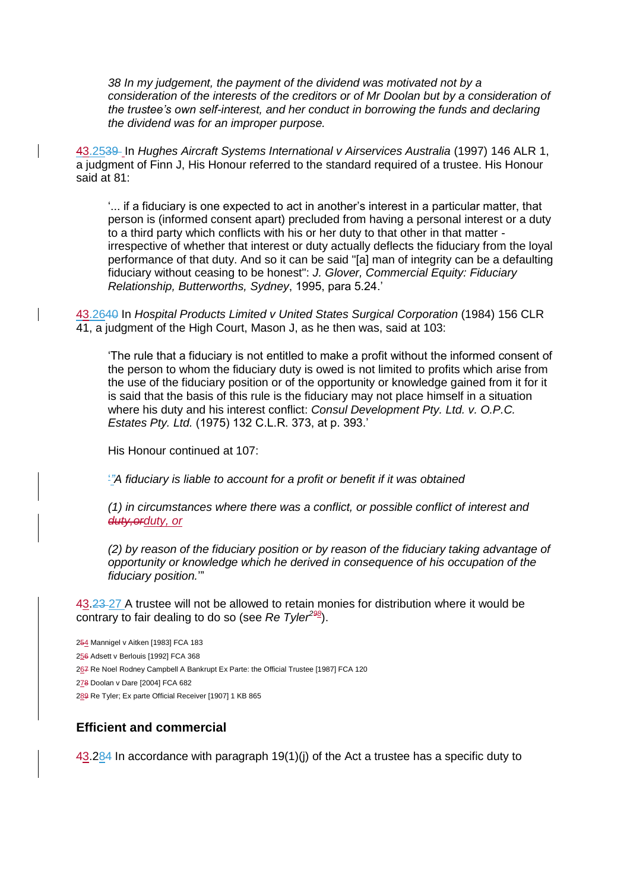*38 In my judgement, the payment of the dividend was motivated not by a consideration of the interests of the creditors or of Mr Doolan but by a consideration of the trustee's own self-interest, and her conduct in borrowing the funds and declaring the dividend was for an improper purpose.*

43.2539 In *Hughes Aircraft Systems International v Airservices Australia* (1997) 146 ALR 1, a judgment of Finn J, His Honour referred to the standard required of a trustee. His Honour said at 81:

> '... if a fiduciary is one expected to act in another's interest in a particular matter, that person is (informed consent apart) precluded from having a personal interest or a duty to a third party which conflicts with his or her duty to that other in that matter - irrespective of whether that interest or duty actually deflects the fiduciary from the loyal performance of that duty. And so it can be said "[a] man of integrity can be a defaulting fiduciary without ceasing to be honest": *J. Glover, Commercial Equity: Fiduciary Relationship, Butterworths, Sydney*, 1995, para 5.24.'

43.2640 In *Hospital Products Limited v United States Surgical Corporation* (1984) 156 CLR 41, a judgment of the High Court, Mason J, as he then was, said at 103:

> 'The rule that a fiduciary is not entitled to make a profit without the informed consent of the person to whom the fiduciary duty is owed is not limited to profits which arise from the use of the fiduciary position or of the opportunity or knowledge gained from it for it is said that the basis of this rule is the fiduciary may not place himself in a situation where his duty and his interest conflict: *Consul Development Pty. Ltd. v. O.P.C. Estates Pty. Ltd.* (1975) 132 C.L.R. 373, at p. 393.'
>
> His Honour continued at 107:
>
> '"*A fiduciary is liable to account for a profit or benefit if it was obtained*
>
> *(1) in circumstances where there was a conflict, or possible conflict of interest and duty,orduty, or*
>
> *(2) by reason of the fiduciary position or by reason of the fiduciary taking advantage of opportunity or knowledge which he derived in consequence of his occupation of the fiduciary position.*'"

43.23 27 A trustee will not be allowed to retain monies for distribution where it would be contrary to fair dealing to do so (see *Re Tyler*[298]).

254 Mannigel v Aitken [1983] FCA 183

256 Adsett v Berlouis [1992] FCA 368

267 Re Noel Rodney Campbell A Bankrupt Ex Parte: the Official Trustee [1987] FCA 120

278 Doolan v Dare [2004] FCA 682

289 Re Tyler; Ex parte Official Receiver [1907] 1 KB 865

## Efficient and commercial

43.284 In accordance with paragraph 19(1)(j) of the Act a trustee has a specific duty to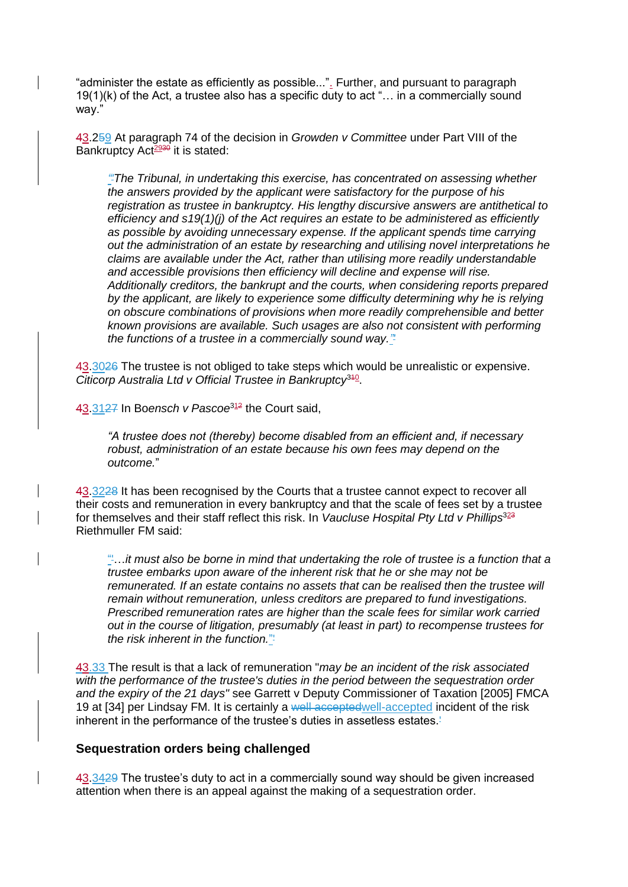"administer the estate as efficiently as possible...". Further, and pursuant to paragraph 19(1)(k) of the Act, a trustee also has a specific duty to act "… in a commercially sound way."

43.259 At paragraph 74 of the decision in *Growden v Committee* under Part VIII of the Bankruptcy Act[2930] it is stated:

> *"The Tribunal, in undertaking this exercise, has concentrated on assessing whether the answers provided by the applicant were satisfactory for the purpose of his registration as trustee in bankruptcy. His lengthy discursive answers are antithetical to efficiency and s19(1)(j) of the Act requires an estate to be administered as efficiently as possible by avoiding unnecessary expense. If the applicant spends time carrying out the administration of an estate by researching and utilising novel interpretations he claims are available under the Act, rather than utilising more readily understandable and accessible provisions then efficiency will decline and expense will rise. Additionally creditors, the bankrupt and the courts, when considering reports prepared by the applicant, are likely to experience some difficulty determining why he is relying on obscure combinations of provisions when more readily comprehensible and better known provisions are available. Such usages are also not consistent with performing the functions of a trustee in a commercially sound way."*

43.3026 The trustee is not obliged to take steps which would be unrealistic or expensive. *Citicorp Australia Ltd v Official Trustee in Bankruptcy*[310].

43.3127 In Boensch *v Pascoe*[312] the Court said,

> *"A trustee does not (thereby) become disabled from an efficient and, if necessary robust, administration of an estate because his own fees may depend on the outcome.*"

43.3228 It has been recognised by the Courts that a trustee cannot expect to recover all their costs and remuneration in every bankruptcy and that the scale of fees set by a trustee for themselves and their staff reflect this risk. In *Vaucluse Hospital Pty Ltd v Phillips*[323] Riethmuller FM said:

> *"…it must also be borne in mind that undertaking the role of trustee is a function that a trustee embarks upon aware of the inherent risk that he or she may not be remunerated. If an estate contains no assets that can be realised then the trustee will remain without remuneration, unless creditors are prepared to fund investigations. Prescribed remuneration rates are higher than the scale fees for similar work carried out in the course of litigation, presumably (at least in part) to recompense trustees for the risk inherent in the function."*

43.33 The result is that a lack of remuneration "*may be an incident of the risk associated with the performance of the trustee's duties in the period between the sequestration order and the expiry of the 21 days*" see Garrett v Deputy Commissioner of Taxation [2005] FMCA 19 at [34] per Lindsay FM. It is certainly a ~~well accepted~~well-accepted incident of the risk inherent in the performance of the trustee's duties in assetless estates.

## Sequestration orders being challenged

43.3429 The trustee's duty to act in a commercially sound way should be given increased attention when there is an appeal against the making of a sequestration order.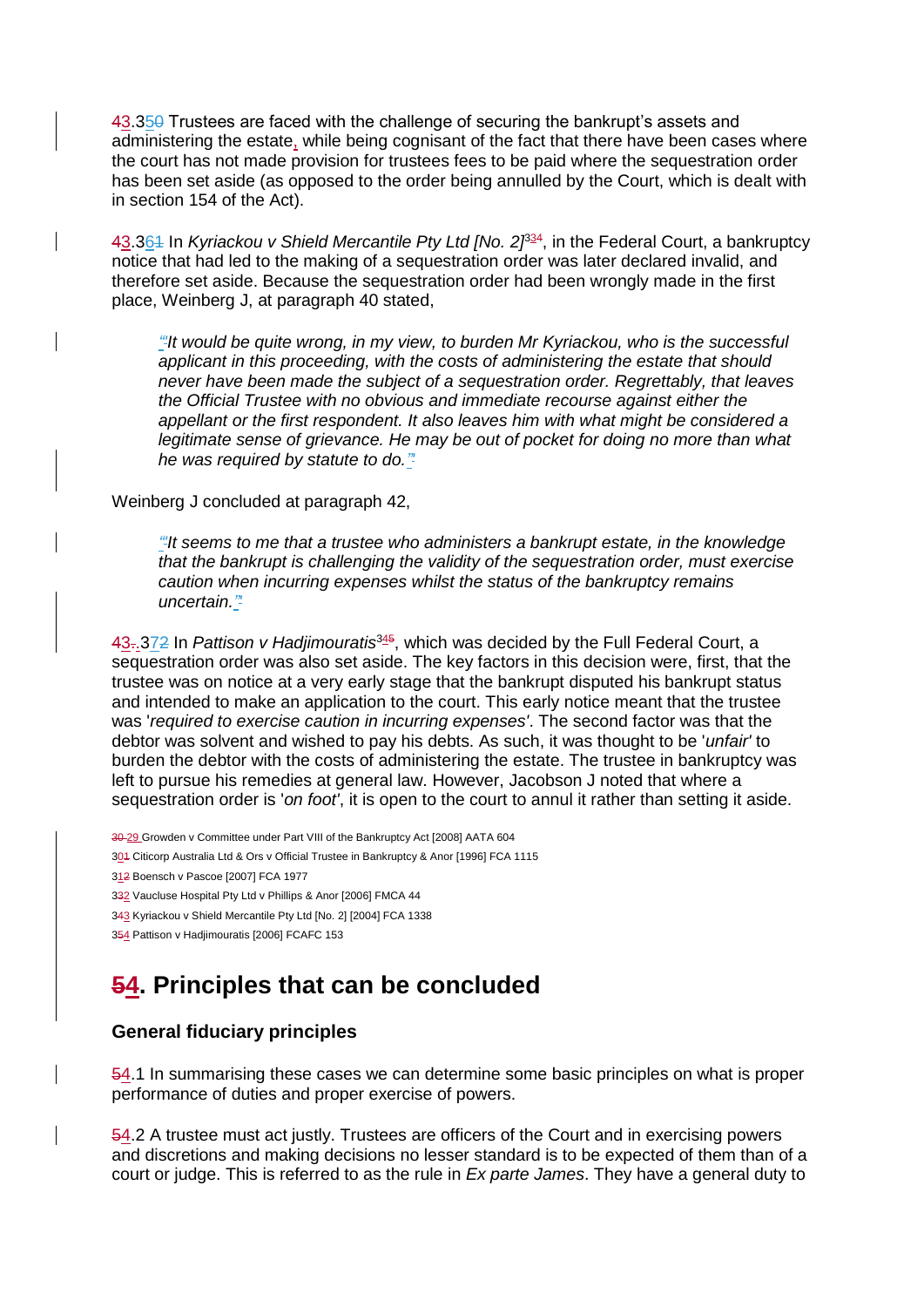3.35 Trustees are faced with the challenge of securing the bankrupt's assets and administering the estate, while being cognisant of the fact that there have been cases where the court has not made provision for trustees fees to be paid where the sequestration order has been set aside (as opposed to the order being annulled by the Court, which is dealt with in section 154 of the Act).

3.36 In *Kyriakou v Shield Mercantile Pty Ltd [No. 2]*[34], in the Federal Court, a bankruptcy notice that had led to the making of a sequestration order was later declared invalid, and therefore set aside. Because the sequestration order had been wrongly made in the first place, Weinberg J, at paragraph 40 stated,

> *"It would be quite wrong, in my view, to burden Mr Kyriackou, who is the successful applicant in this proceeding, with the costs of administering the estate that should never have been made the subject of a sequestration order. Regrettably, that leaves the Official Trustee with no obvious and immediate recourse against either the appellant or the first respondent. It also leaves him with what might be considered a legitimate sense of grievance. He may be out of pocket for doing no more than what he was required by statute to do."*

Weinberg J concluded at paragraph 42,

> *"It seems to me that a trustee who administers a bankrupt estate, in the knowledge that the bankrupt is challenging the validity of the sequestration order, must exercise caution when incurring expenses whilst the status of the bankruptcy remains uncertain."*

3.37 In *Pattison v Hadjimouratis*[35], which was decided by the Full Federal Court, a sequestration order was also set aside. The key factors in this decision were, first, that the trustee was on notice at a very early stage that the bankrupt disputed his bankrupt status and intended to make an application to the court. This early notice meant that the trustee was '*required to exercise caution in incurring expenses*'. The second factor was that the debtor was solvent and wished to pay his debts. As such, it was thought to be '*unfair*' to burden the debtor with the costs of administering the estate. The trustee in bankruptcy was left to pursue his remedies at general law. However, Jacobson J noted that where a sequestration order is '*on foot*', it is open to the court to annul it rather than setting it aside.

29 Growden v Committee under Part VIII of the Bankruptcy Act [2008] AATA 604

30 Citicorp Australia Ltd & Ors v Official Trustee in Bankruptcy & Anor [1996] FCA 1115

31 Boensch v Pascoe [2007] FCA 1977

32 Vaucluse Hospital Pty Ltd v Phillips & Anor [2006] FMCA 44

33 Kyriackou v Shield Mercantile Pty Ltd [No. 2] [2004] FCA 1338

34 Pattison v Hadjimouratis [2006] FCAFC 153

# 4. Principles that can be concluded

### General fiduciary principles

4.1 In summarising these cases we can determine some basic principles on what is proper performance of duties and proper exercise of powers.

4.2 A trustee must act justly. Trustees are officers of the Court and in exercising powers and discretions and making decisions no lesser standard is to be expected of them than of a court or judge. This is referred to as the rule in *Ex parte James*. They have a general duty to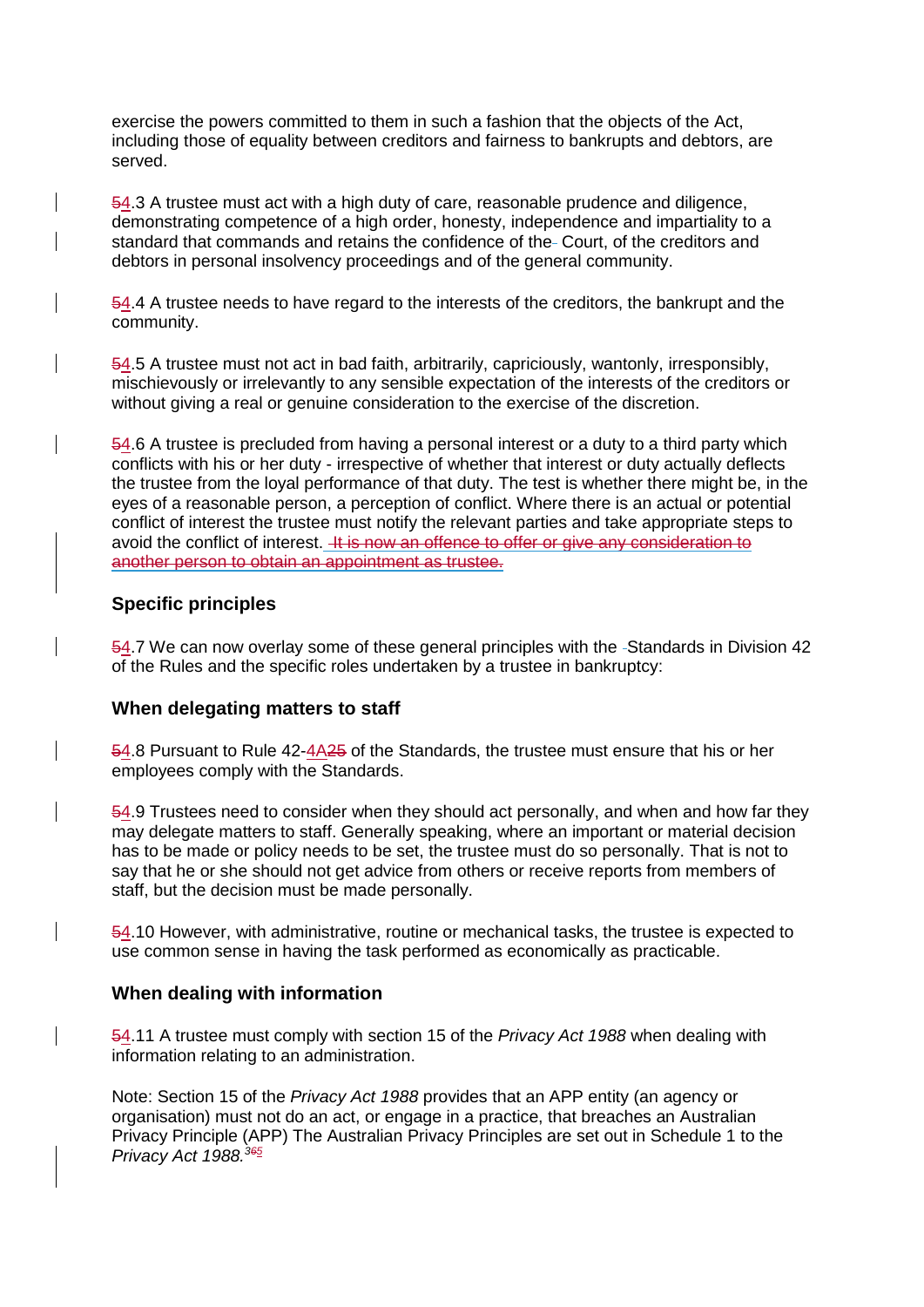exercise the powers committed to them in such a fashion that the objects of the Act, including those of equality between creditors and fairness to bankrupts and debtors, are served.

~~5~~4.3 A trustee must act with a high duty of care, reasonable prudence and diligence, demonstrating competence of a high order, honesty, independence and impartiality to a standard that commands and retains the confidence of the Court, of the creditors and debtors in personal insolvency proceedings and of the general community.

~~5~~4.4 A trustee needs to have regard to the interests of the creditors, the bankrupt and the community.

~~5~~4.5 A trustee must not act in bad faith, arbitrarily, capriciously, wantonly, irresponsibly, mischievously or irrelevantly to any sensible expectation of the interests of the creditors or without giving a real or genuine consideration to the exercise of the discretion.

~~5~~4.6 A trustee is precluded from having a personal interest or a duty to a third party which conflicts with his or her duty - irrespective of whether that interest or duty actually deflects the trustee from the loyal performance of that duty. The test is whether there might be, in the eyes of a reasonable person, a perception of conflict. Where there is an actual or potential conflict of interest the trustee must notify the relevant parties and take appropriate steps to avoid the conflict of interest. ~~It is now an offence to offer or give any consideration to another person to obtain an appointment as trustee.~~

## Specific principles

~~5~~4.7 We can now overlay some of these general principles with the Standards in Division 42 of the Rules and the specific roles undertaken by a trustee in bankruptcy:

### When delegating matters to staff

~~5~~4.8 Pursuant to Rule 42-4A~~25~~ of the Standards, the trustee must ensure that his or her employees comply with the Standards.

~~5~~4.9 Trustees need to consider when they should act personally, and when and how far they may delegate matters to staff. Generally speaking, where an important or material decision has to be made or policy needs to be set, the trustee must do so personally. That is not to say that he or she should not get advice from others or receive reports from members of staff, but the decision must be made personally.

~~5~~4.10 However, with administrative, routine or mechanical tasks, the trustee is expected to use common sense in having the task performed as economically as practicable.

### When dealing with information

~~5~~4.11 A trustee must comply with section 15 of the *Privacy Act 1988* when dealing with information relating to an administration.

Note: Section 15 of the *Privacy Act 1988* provides that an APP entity (an agency or organisation) must not do an act, or engage in a practice, that breaches an Australian Privacy Principle (APP) The Australian Privacy Principles are set out in Schedule 1 to the *Privacy Act 1988.*[3~~6~~5]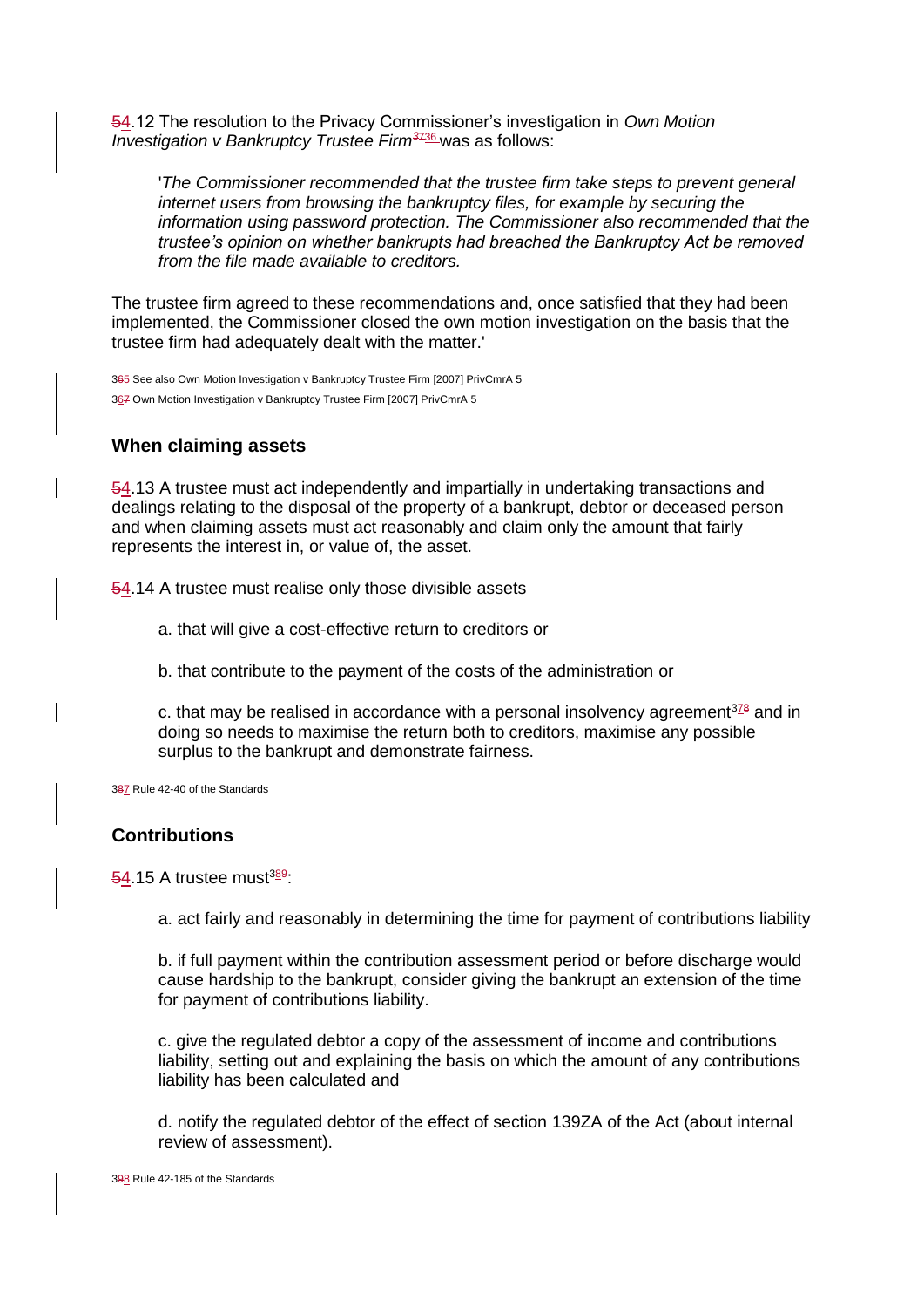54.12 The resolution to the Privacy Commissioner's investigation in *Own Motion Investigation v Bankruptcy Trustee Firm*[3736] was as follows:

> '*The Commissioner recommended that the trustee firm take steps to prevent general internet users from browsing the bankruptcy files, for example by securing the information using password protection. The Commissioner also recommended that the trustee's opinion on whether bankrupts had breached the Bankruptcy Act be removed from the file made available to creditors.*

The trustee firm agreed to these recommendations and, once satisfied that they had been implemented, the Commissioner closed the own motion investigation on the basis that the trustee firm had adequately dealt with the matter.'

365 See also Own Motion Investigation v Bankruptcy Trustee Firm [2007] PrivCmrA 5

367 Own Motion Investigation v Bankruptcy Trustee Firm [2007] PrivCmrA 5

## When claiming assets

54.13 A trustee must act independently and impartially in undertaking transactions and dealings relating to the disposal of the property of a bankrupt, debtor or deceased person and when claiming assets must act reasonably and claim only the amount that fairly represents the interest in, or value of, the asset.

54.14 A trustee must realise only those divisible assets

a. that will give a cost-effective return to creditors or

b. that contribute to the payment of the costs of the administration or

c. that may be realised in accordance with a personal insolvency agreement[378] and in doing so needs to maximise the return both to creditors, maximise any possible surplus to the bankrupt and demonstrate fairness.

387 Rule 42-40 of the Standards

## Contributions

54.15 A trustee must[389]:

a. act fairly and reasonably in determining the time for payment of contributions liability

b. if full payment within the contribution assessment period or before discharge would cause hardship to the bankrupt, consider giving the bankrupt an extension of the time for payment of contributions liability.

c. give the regulated debtor a copy of the assessment of income and contributions liability, setting out and explaining the basis on which the amount of any contributions liability has been calculated and

d. notify the regulated debtor of the effect of section 139ZA of the Act (about internal review of assessment).

398 Rule 42-185 of the Standards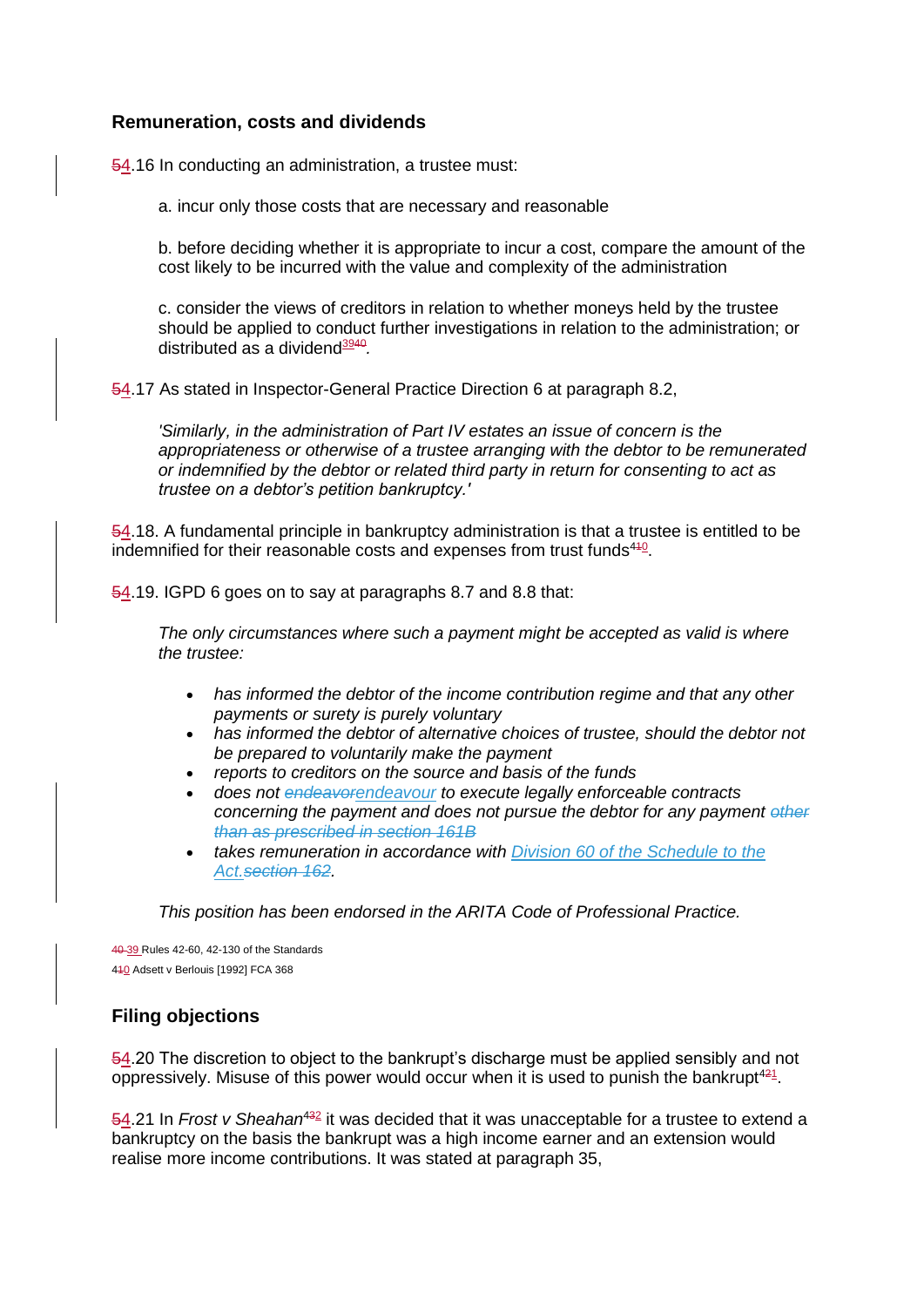## Remuneration, costs and dividends

~~5~~4.16 In conducting an administration, a trustee must:

a. incur only those costs that are necessary and reasonable

b. before deciding whether it is appropriate to incur a cost, compare the amount of the cost likely to be incurred with the value and complexity of the administration

c. consider the views of creditors in relation to whether moneys held by the trustee should be applied to conduct further investigations in relation to the administration; or distributed as a dividend[~~39~~40].

~~5~~4.17 As stated in Inspector-General Practice Direction 6 at paragraph 8.2,

> *'Similarly, in the administration of Part IV estates an issue of concern is the appropriateness or otherwise of a trustee arranging with the debtor to be remunerated or indemnified by the debtor or related third party in return for consenting to act as trustee on a debtor's petition bankruptcy.'*

~~5~~4.18. A fundamental principle in bankruptcy administration is that a trustee is entitled to be indemnified for their reasonable costs and expenses from trust funds[4~~1~~0].

~~5~~4.19. IGPD 6 goes on to say at paragraphs 8.7 and 8.8 that:

> *The only circumstances where such a payment might be accepted as valid is where the trustee:*
>
> - *has informed the debtor of the income contribution regime and that any other payments or surety is purely voluntary*
> - *has informed the debtor of alternative choices of trustee, should the debtor not be prepared to voluntarily make the payment*
> - *reports to creditors on the source and basis of the funds*
> - *does not ~~endeavor~~endeavour to execute legally enforceable contracts concerning the payment and does not pursue the debtor for any payment ~~other than as prescribed in section 161B~~*
> - *takes remuneration in accordance with Division 60 of the Schedule to the Act.~~section 162~~.*
>
> *This position has been endorsed in the ARITA Code of Professional Practice.*

~~40~~ 39 Rules 42-60, 42-130 of the Standards

4~~1~~0 Adsett v Berlouis [1992] FCA 368

## Filing objections

~~5~~4.20 The discretion to object to the bankrupt's discharge must be applied sensibly and not oppressively. Misuse of this power would occur when it is used to punish the bankrupt[4~~2~~1].

~~5~~4.21 In *Frost v Sheahan*[4~~3~~2] it was decided that it was unacceptable for a trustee to extend a bankruptcy on the basis the bankrupt was a high income earner and an extension would realise more income contributions. It was stated at paragraph 35,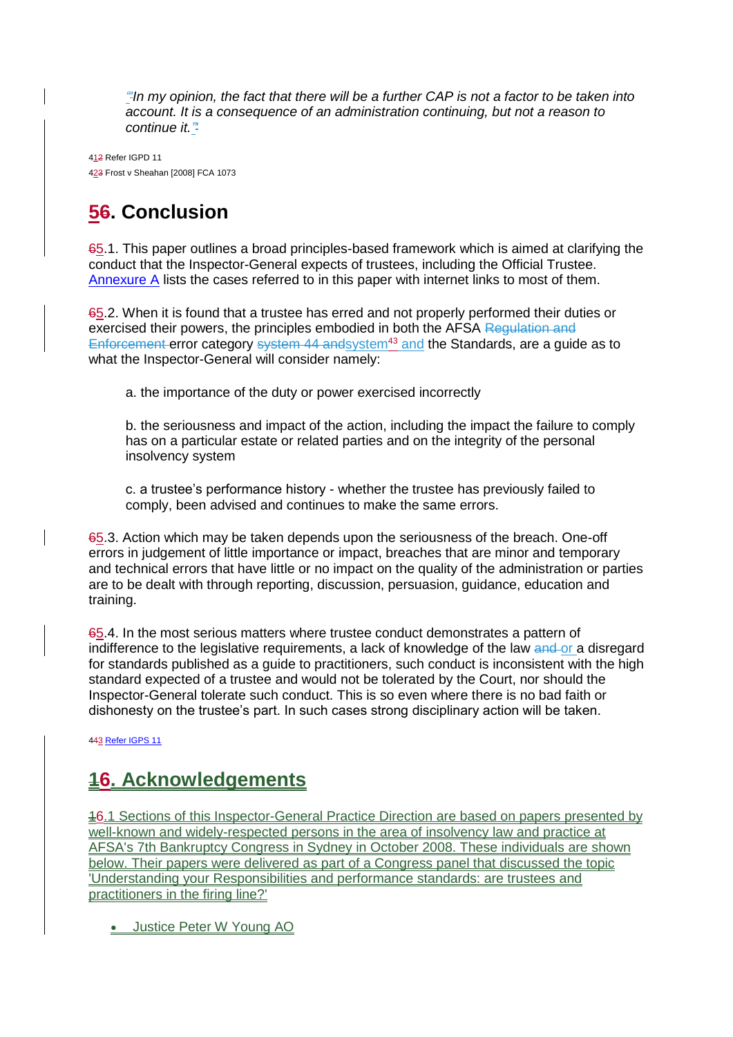*"In my opinion, the fact that there will be a further CAP is not a factor to be taken into account. It is a consequence of an administration continuing, but not a reason to continue it."*

41 Refer IGPD 11

42 Frost v Sheahan [2008] FCA 1073

## 5. Conclusion

5.1. This paper outlines a broad principles-based framework which is aimed at clarifying the conduct that the Inspector-General expects of trustees, including the Official Trustee. Annexure A lists the cases referred to in this paper with internet links to most of them.

5.2. When it is found that a trustee has erred and not properly performed their duties or exercised their powers, the principles embodied in both the AFSA error category system[43] and the Standards, are a guide as to what the Inspector-General will consider namely:

a. the importance of the duty or power exercised incorrectly

b. the seriousness and impact of the action, including the impact the failure to comply has on a particular estate or related parties and on the integrity of the personal insolvency system

c. a trustee's performance history - whether the trustee has previously failed to comply, been advised and continues to make the same errors.

5.3. Action which may be taken depends upon the seriousness of the breach. One-off errors in judgement of little importance or impact, breaches that are minor and temporary and technical errors that have little or no impact on the quality of the administration or parties are to be dealt with through reporting, discussion, persuasion, guidance, education and training.

5.4. In the most serious matters where trustee conduct demonstrates a pattern of indifference to the legislative requirements, a lack of knowledge of the law or a disregard for standards published as a guide to practitioners, such conduct is inconsistent with the high standard expected of a trustee and would not be tolerated by the Court, nor should the Inspector-General tolerate such conduct. This is so even where there is no bad faith or dishonesty on the trustee's part. In such cases strong disciplinary action will be taken.

43 Refer IGPS 11

## 6. Acknowledgements

6.1 Sections of this Inspector-General Practice Direction are based on papers presented by well-known and widely-respected persons in the area of insolvency law and practice at AFSA's 7th Bankruptcy Congress in Sydney in October 2008. These individuals are shown below. Their papers were delivered as part of a Congress panel that discussed the topic 'Understanding your Responsibilities and performance standards: are trustees and practitioners in the firing line?'

- Justice Peter W Young AO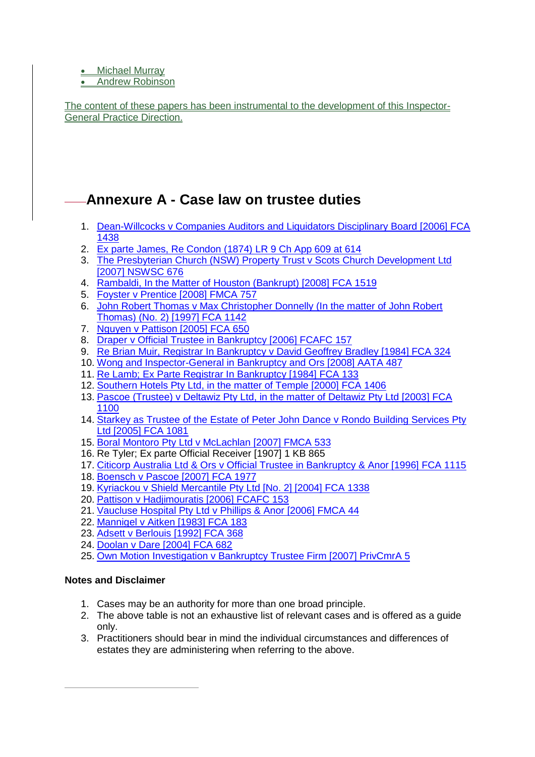- Michael Murray
- Andrew Robinson

The content of these papers has been instrumental to the development of this Inspector-General Practice Direction.

## Annexure A - Case law on trustee duties

1. Dean-Willcocks v Companies Auditors and Liquidators Disciplinary Board [2006] FCA 1438
2. Ex parte James, Re Condon (1874) LR 9 Ch App 609 at 614
3. The Presbyterian Church (NSW) Property Trust v Scots Church Development Ltd [2007] NSWSC 676
4. Rambaldi, In the Matter of Houston (Bankrupt) [2008] FCA 1519
5. Foyster v Prentice [2008] FMCA 757
6. John Robert Thomas v Max Christopher Donnelly (In the matter of John Robert Thomas) (No. 2) [1997] FCA 1142
7. Nguyen v Pattison [2005] FCA 650
8. Draper v Official Trustee in Bankruptcy [2006] FCAFC 157
9. Re Brian Muir, Registrar In Bankruptcy v David Geoffrey Bradley [1984] FCA 324
10. Wong and Inspector-General in Bankruptcy and Ors [2008] AATA 487
11. Re Lamb; Ex Parte Registrar In Bankruptcy [1984] FCA 133
12. Southern Hotels Pty Ltd, in the matter of Temple [2000] FCA 1406
13. Pascoe (Trustee) v Deltawiz Pty Ltd, in the matter of Deltawiz Pty Ltd [2003] FCA 1100
14. Starkey as Trustee of the Estate of Peter John Dance v Rondo Building Services Pty Ltd [2005] FCA 1081
15. Boral Montoro Pty Ltd v McLachlan [2007] FMCA 533
16. Re Tyler; Ex parte Official Receiver [1907] 1 KB 865
17. Citicorp Australia Ltd & Ors v Official Trustee in Bankruptcy & Anor [1996] FCA 1115
18. Boensch v Pascoe [2007] FCA 1977
19. Kyriackou v Shield Mercantile Pty Ltd [No. 2] [2004] FCA 1338
20. Pattison v Hadjimouratis [2006] FCAFC 153
21. Vaucluse Hospital Pty Ltd v Phillips & Anor [2006] FMCA 44
22. Mannigel v Aitken [1983] FCA 183
23. Adsett v Berlouis [1992] FCA 368
24. Doolan v Dare [2004] FCA 682
25. Own Motion Investigation v Bankruptcy Trustee Firm [2007] PrivCmrA 5

**Notes and Disclaimer**

1. Cases may be an authority for more than one broad principle.
2. The above table is not an exhaustive list of relevant cases and is offered as a guide only.
3. Practitioners should bear in mind the individual circumstances and differences of estates they are administering when referring to the above.